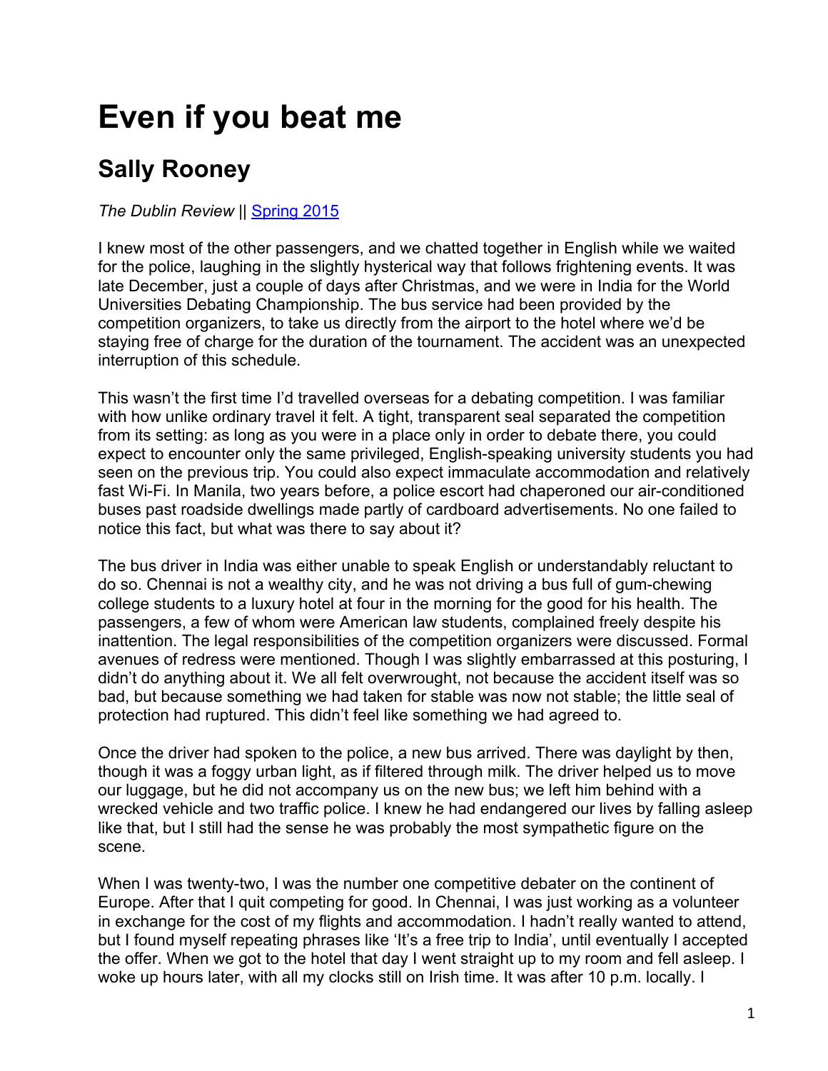# Even if you beat me

## Sally Rooney

*The Dublin Review* || [Spring 2015]

I knew most of the other passengers, and we chatted together in English while we waited for the police, laughing in the slightly hysterical way that follows frightening events. It was late December, just a couple of days after Christmas, and we were in India for the World Universities Debating Championship. The bus service had been provided by the competition organizers, to take us directly from the airport to the hotel where we'd be staying free of charge for the duration of the tournament. The accident was an unexpected interruption of this schedule.

This wasn't the first time I'd travelled overseas for a debating competition. I was familiar with how unlike ordinary travel it felt. A tight, transparent seal separated the competition from its setting: as long as you were in a place only in order to debate there, you could expect to encounter only the same privileged, English-speaking university students you had seen on the previous trip. You could also expect immaculate accommodation and relatively fast Wi-Fi. In Manila, two years before, a police escort had chaperoned our air-conditioned buses past roadside dwellings made partly of cardboard advertisements. No one failed to notice this fact, but what was there to say about it?

The bus driver in India was either unable to speak English or understandably reluctant to do so. Chennai is not a wealthy city, and he was not driving a bus full of gum-chewing college students to a luxury hotel at four in the morning for the good for his health. The passengers, a few of whom were American law students, complained freely despite his inattention. The legal responsibilities of the competition organizers were discussed. Formal avenues of redress were mentioned. Though I was slightly embarrassed at this posturing, I didn't do anything about it. We all felt overwrought, not because the accident itself was so bad, but because something we had taken for stable was now not stable; the little seal of protection had ruptured. This didn't feel like something we had agreed to.

Once the driver had spoken to the police, a new bus arrived. There was daylight by then, though it was a foggy urban light, as if filtered through milk. The driver helped us to move our luggage, but he did not accompany us on the new bus; we left him behind with a wrecked vehicle and two traffic police. I knew he had endangered our lives by falling asleep like that, but I still had the sense he was probably the most sympathetic figure on the scene.

When I was twenty-two, I was the number one competitive debater on the continent of Europe. After that I quit competing for good. In Chennai, I was just working as a volunteer in exchange for the cost of my flights and accommodation. I hadn't really wanted to attend, but I found myself repeating phrases like 'It's a free trip to India', until eventually I accepted the offer. When we got to the hotel that day I went straight up to my room and fell asleep. I woke up hours later, with all my clocks still on Irish time. It was after 10 p.m. locally. I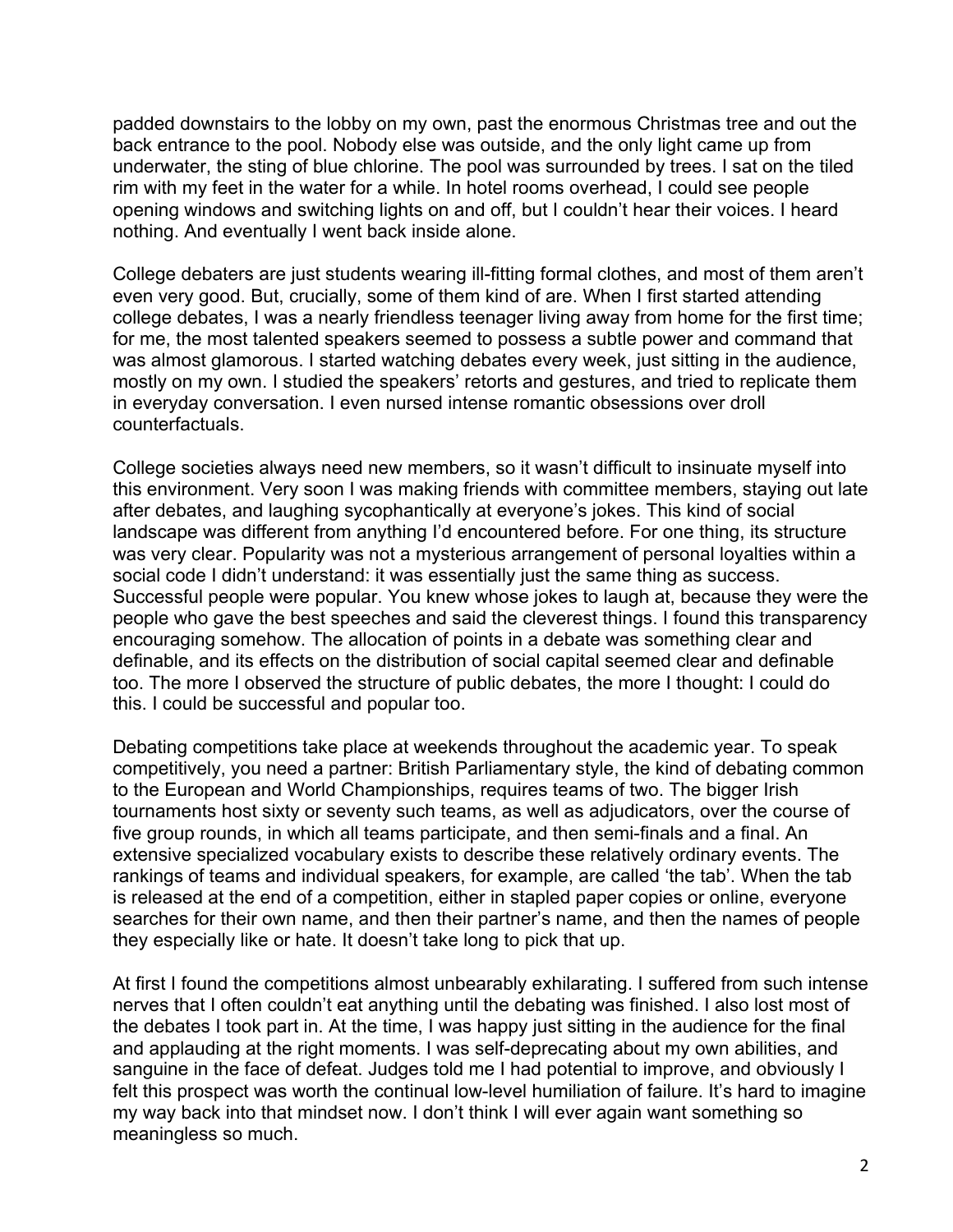padded downstairs to the lobby on my own, past the enormous Christmas tree and out the back entrance to the pool. Nobody else was outside, and the only light came up from underwater, the sting of blue chlorine. The pool was surrounded by trees. I sat on the tiled rim with my feet in the water for a while. In hotel rooms overhead, I could see people opening windows and switching lights on and off, but I couldn't hear their voices. I heard nothing. And eventually I went back inside alone.

College debaters are just students wearing ill-fitting formal clothes, and most of them aren't even very good. But, crucially, some of them kind of are. When I first started attending college debates, I was a nearly friendless teenager living away from home for the first time; for me, the most talented speakers seemed to possess a subtle power and command that was almost glamorous. I started watching debates every week, just sitting in the audience, mostly on my own. I studied the speakers' retorts and gestures, and tried to replicate them in everyday conversation. I even nursed intense romantic obsessions over droll counterfactuals.

College societies always need new members, so it wasn't difficult to insinuate myself into this environment. Very soon I was making friends with committee members, staying out late after debates, and laughing sycophantically at everyone's jokes. This kind of social landscape was different from anything I'd encountered before. For one thing, its structure was very clear. Popularity was not a mysterious arrangement of personal loyalties within a social code I didn't understand: it was essentially just the same thing as success. Successful people were popular. You knew whose jokes to laugh at, because they were the people who gave the best speeches and said the cleverest things. I found this transparency encouraging somehow. The allocation of points in a debate was something clear and definable, and its effects on the distribution of social capital seemed clear and definable too. The more I observed the structure of public debates, the more I thought: I could do this. I could be successful and popular too.

Debating competitions take place at weekends throughout the academic year. To speak competitively, you need a partner: British Parliamentary style, the kind of debating common to the European and World Championships, requires teams of two. The bigger Irish tournaments host sixty or seventy such teams, as well as adjudicators, over the course of five group rounds, in which all teams participate, and then semi-finals and a final. An extensive specialized vocabulary exists to describe these relatively ordinary events. The rankings of teams and individual speakers, for example, are called 'the tab'. When the tab is released at the end of a competition, either in stapled paper copies or online, everyone searches for their own name, and then their partner's name, and then the names of people they especially like or hate. It doesn't take long to pick that up.

At first I found the competitions almost unbearably exhilarating. I suffered from such intense nerves that I often couldn't eat anything until the debating was finished. I also lost most of the debates I took part in. At the time, I was happy just sitting in the audience for the final and applauding at the right moments. I was self-deprecating about my own abilities, and sanguine in the face of defeat. Judges told me I had potential to improve, and obviously I felt this prospect was worth the continual low-level humiliation of failure. It's hard to imagine my way back into that mindset now. I don't think I will ever again want something so meaningless so much.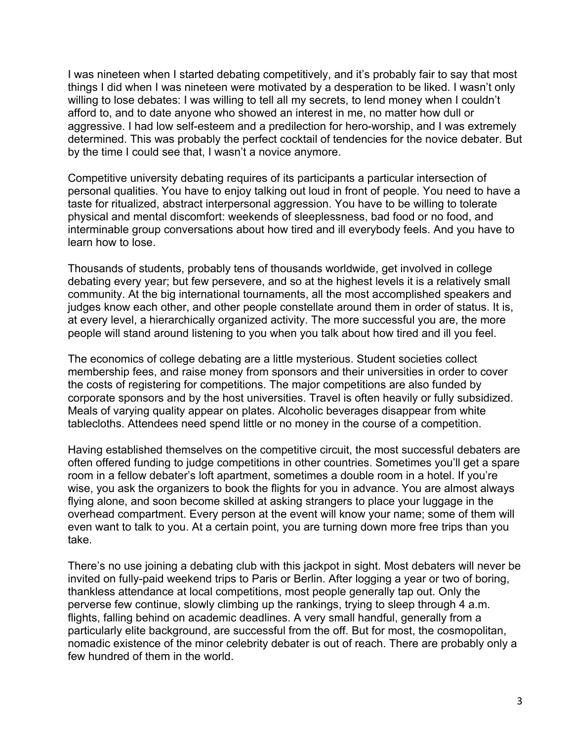I was nineteen when I started debating competitively, and it's probably fair to say that most things I did when I was nineteen were motivated by a desperation to be liked. I wasn't only willing to lose debates: I was willing to tell all my secrets, to lend money when I couldn't afford to, and to date anyone who showed an interest in me, no matter how dull or aggressive. I had low self-esteem and a predilection for hero-worship, and I was extremely determined. This was probably the perfect cocktail of tendencies for the novice debater. But by the time I could see that, I wasn't a novice anymore.

Competitive university debating requires of its participants a particular intersection of personal qualities. You have to enjoy talking out loud in front of people. You need to have a taste for ritualized, abstract interpersonal aggression. You have to be willing to tolerate physical and mental discomfort: weekends of sleeplessness, bad food or no food, and interminable group conversations about how tired and ill everybody feels. And you have to learn how to lose.

Thousands of students, probably tens of thousands worldwide, get involved in college debating every year; but few persevere, and so at the highest levels it is a relatively small community. At the big international tournaments, all the most accomplished speakers and judges know each other, and other people constellate around them in order of status. It is, at every level, a hierarchically organized activity. The more successful you are, the more people will stand around listening to you when you talk about how tired and ill you feel.

The economics of college debating are a little mysterious. Student societies collect membership fees, and raise money from sponsors and their universities in order to cover the costs of registering for competitions. The major competitions are also funded by corporate sponsors and by the host universities. Travel is often heavily or fully subsidized. Meals of varying quality appear on plates. Alcoholic beverages disappear from white tablecloths. Attendees need spend little or no money in the course of a competition.

Having established themselves on the competitive circuit, the most successful debaters are often offered funding to judge competitions in other countries. Sometimes you'll get a spare room in a fellow debater's loft apartment, sometimes a double room in a hotel. If you're wise, you ask the organizers to book the flights for you in advance. You are almost always flying alone, and soon become skilled at asking strangers to place your luggage in the overhead compartment. Every person at the event will know your name; some of them will even want to talk to you. At a certain point, you are turning down more free trips than you take.

There's no use joining a debating club with this jackpot in sight. Most debaters will never be invited on fully-paid weekend trips to Paris or Berlin. After logging a year or two of boring, thankless attendance at local competitions, most people generally tap out. Only the perverse few continue, slowly climbing up the rankings, trying to sleep through 4 a.m. flights, falling behind on academic deadlines. A very small handful, generally from a particularly elite background, are successful from the off. But for most, the cosmopolitan, nomadic existence of the minor celebrity debater is out of reach. There are probably only a few hundred of them in the world.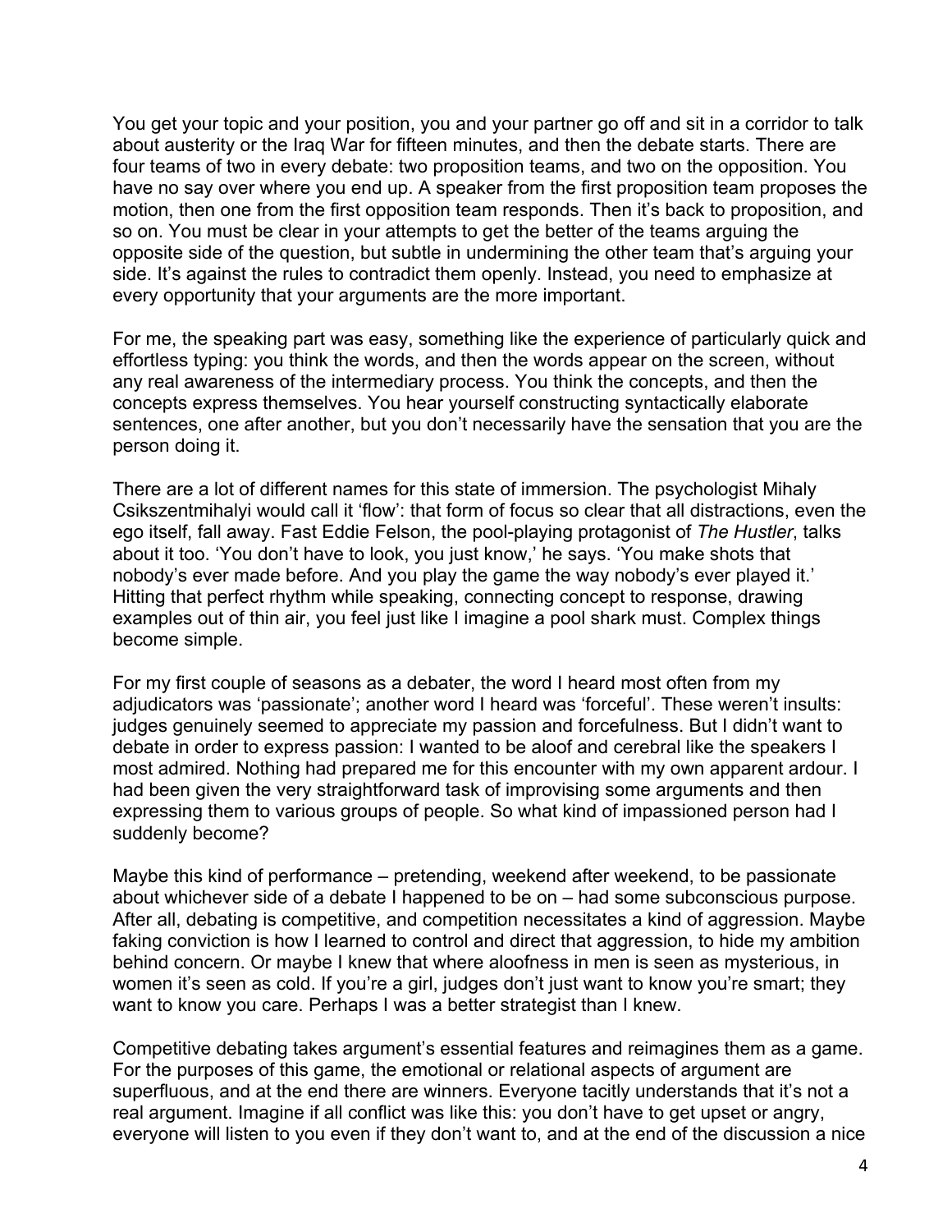You get your topic and your position, you and your partner go off and sit in a corridor to talk about austerity or the Iraq War for fifteen minutes, and then the debate starts. There are four teams of two in every debate: two proposition teams, and two on the opposition. You have no say over where you end up. A speaker from the first proposition team proposes the motion, then one from the first opposition team responds. Then it's back to proposition, and so on. You must be clear in your attempts to get the better of the teams arguing the opposite side of the question, but subtle in undermining the other team that's arguing your side. It's against the rules to contradict them openly. Instead, you need to emphasize at every opportunity that your arguments are the more important.

For me, the speaking part was easy, something like the experience of particularly quick and effortless typing: you think the words, and then the words appear on the screen, without any real awareness of the intermediary process. You think the concepts, and then the concepts express themselves. You hear yourself constructing syntactically elaborate sentences, one after another, but you don't necessarily have the sensation that you are the person doing it.

There are a lot of different names for this state of immersion. The psychologist Mihaly Csikszentmihalyi would call it 'flow': that form of focus so clear that all distractions, even the ego itself, fall away. Fast Eddie Felson, the pool-playing protagonist of *The Hustler*, talks about it too. 'You don't have to look, you just know,' he says. 'You make shots that nobody's ever made before. And you play the game the way nobody's ever played it.' Hitting that perfect rhythm while speaking, connecting concept to response, drawing examples out of thin air, you feel just like I imagine a pool shark must. Complex things become simple.

For my first couple of seasons as a debater, the word I heard most often from my adjudicators was 'passionate'; another word I heard was 'forceful'. These weren't insults: judges genuinely seemed to appreciate my passion and forcefulness. But I didn't want to debate in order to express passion: I wanted to be aloof and cerebral like the speakers I most admired. Nothing had prepared me for this encounter with my own apparent ardour. I had been given the very straightforward task of improvising some arguments and then expressing them to various groups of people. So what kind of impassioned person had I suddenly become?

Maybe this kind of performance – pretending, weekend after weekend, to be passionate about whichever side of a debate I happened to be on – had some subconscious purpose. After all, debating is competitive, and competition necessitates a kind of aggression. Maybe faking conviction is how I learned to control and direct that aggression, to hide my ambition behind concern. Or maybe I knew that where aloofness in men is seen as mysterious, in women it's seen as cold. If you're a girl, judges don't just want to know you're smart; they want to know you care. Perhaps I was a better strategist than I knew.

Competitive debating takes argument's essential features and reimagines them as a game. For the purposes of this game, the emotional or relational aspects of argument are superfluous, and at the end there are winners. Everyone tacitly understands that it's not a real argument. Imagine if all conflict was like this: you don't have to get upset or angry, everyone will listen to you even if they don't want to, and at the end of the discussion a nice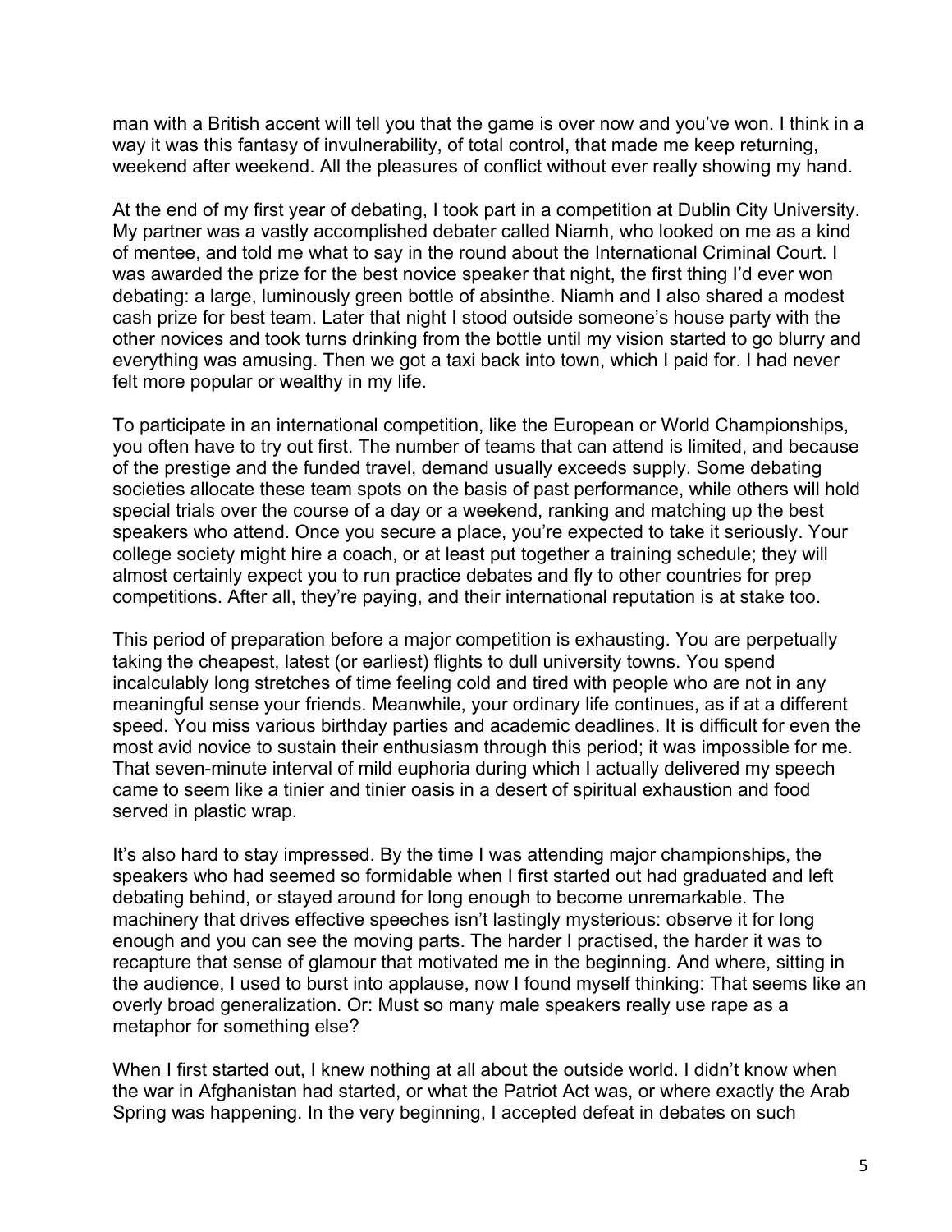man with a British accent will tell you that the game is over now and you've won. I think in a way it was this fantasy of invulnerability, of total control, that made me keep returning, weekend after weekend. All the pleasures of conflict without ever really showing my hand.

At the end of my first year of debating, I took part in a competition at Dublin City University. My partner was a vastly accomplished debater called Niamh, who looked on me as a kind of mentee, and told me what to say in the round about the International Criminal Court. I was awarded the prize for the best novice speaker that night, the first thing I'd ever won debating: a large, luminously green bottle of absinthe. Niamh and I also shared a modest cash prize for best team. Later that night I stood outside someone's house party with the other novices and took turns drinking from the bottle until my vision started to go blurry and everything was amusing. Then we got a taxi back into town, which I paid for. I had never felt more popular or wealthy in my life.

To participate in an international competition, like the European or World Championships, you often have to try out first. The number of teams that can attend is limited, and because of the prestige and the funded travel, demand usually exceeds supply. Some debating societies allocate these team spots on the basis of past performance, while others will hold special trials over the course of a day or a weekend, ranking and matching up the best speakers who attend. Once you secure a place, you're expected to take it seriously. Your college society might hire a coach, or at least put together a training schedule; they will almost certainly expect you to run practice debates and fly to other countries for prep competitions. After all, they're paying, and their international reputation is at stake too.

This period of preparation before a major competition is exhausting. You are perpetually taking the cheapest, latest (or earliest) flights to dull university towns. You spend incalculably long stretches of time feeling cold and tired with people who are not in any meaningful sense your friends. Meanwhile, your ordinary life continues, as if at a different speed. You miss various birthday parties and academic deadlines. It is difficult for even the most avid novice to sustain their enthusiasm through this period; it was impossible for me. That seven-minute interval of mild euphoria during which I actually delivered my speech came to seem like a tinier and tinier oasis in a desert of spiritual exhaustion and food served in plastic wrap.

It's also hard to stay impressed. By the time I was attending major championships, the speakers who had seemed so formidable when I first started out had graduated and left debating behind, or stayed around for long enough to become unremarkable. The machinery that drives effective speeches isn't lastingly mysterious: observe it for long enough and you can see the moving parts. The harder I practised, the harder it was to recapture that sense of glamour that motivated me in the beginning. And where, sitting in the audience, I used to burst into applause, now I found myself thinking: That seems like an overly broad generalization. Or: Must so many male speakers really use rape as a metaphor for something else?

When I first started out, I knew nothing at all about the outside world. I didn't know when the war in Afghanistan had started, or what the Patriot Act was, or where exactly the Arab Spring was happening. In the very beginning, I accepted defeat in debates on such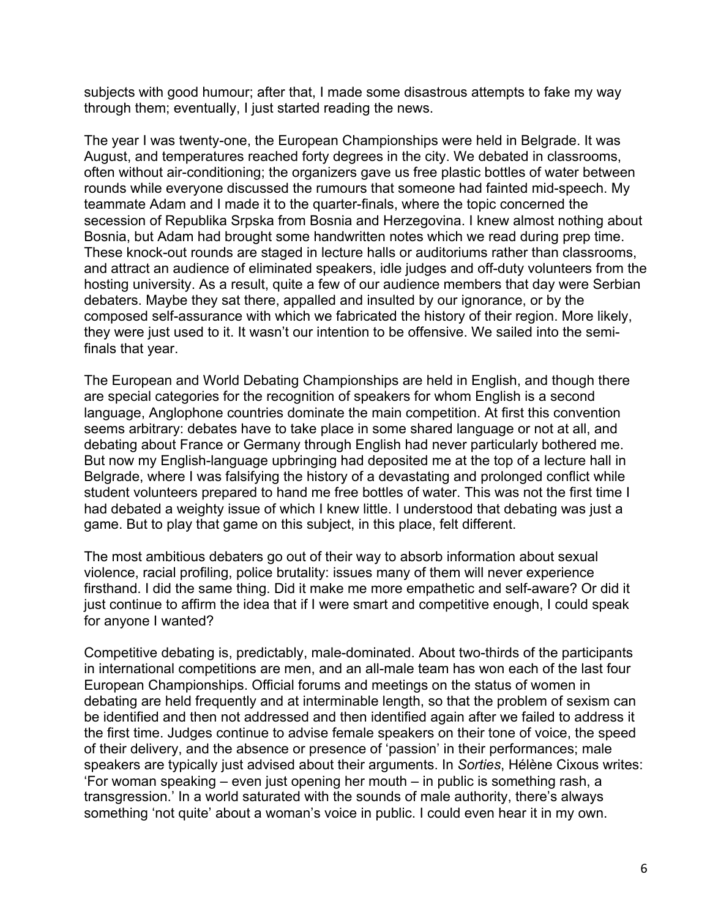subjects with good humour; after that, I made some disastrous attempts to fake my way through them; eventually, I just started reading the news.

The year I was twenty-one, the European Championships were held in Belgrade. It was August, and temperatures reached forty degrees in the city. We debated in classrooms, often without air-conditioning; the organizers gave us free plastic bottles of water between rounds while everyone discussed the rumours that someone had fainted mid-speech. My teammate Adam and I made it to the quarter-finals, where the topic concerned the secession of Republika Srpska from Bosnia and Herzegovina. I knew almost nothing about Bosnia, but Adam had brought some handwritten notes which we read during prep time. These knock-out rounds are staged in lecture halls or auditoriums rather than classrooms, and attract an audience of eliminated speakers, idle judges and off-duty volunteers from the hosting university. As a result, quite a few of our audience members that day were Serbian debaters. Maybe they sat there, appalled and insulted by our ignorance, or by the composed self-assurance with which we fabricated the history of their region. More likely, they were just used to it. It wasn't our intention to be offensive. We sailed into the semi-finals that year.

The European and World Debating Championships are held in English, and though there are special categories for the recognition of speakers for whom English is a second language, Anglophone countries dominate the main competition. At first this convention seems arbitrary: debates have to take place in some shared language or not at all, and debating about France or Germany through English had never particularly bothered me. But now my English-language upbringing had deposited me at the top of a lecture hall in Belgrade, where I was falsifying the history of a devastating and prolonged conflict while student volunteers prepared to hand me free bottles of water. This was not the first time I had debated a weighty issue of which I knew little. I understood that debating was just a game. But to play that game on this subject, in this place, felt different.

The most ambitious debaters go out of their way to absorb information about sexual violence, racial profiling, police brutality: issues many of them will never experience firsthand. I did the same thing. Did it make me more empathetic and self-aware? Or did it just continue to affirm the idea that if I were smart and competitive enough, I could speak for anyone I wanted?

Competitive debating is, predictably, male-dominated. About two-thirds of the participants in international competitions are men, and an all-male team has won each of the last four European Championships. Official forums and meetings on the status of women in debating are held frequently and at interminable length, so that the problem of sexism can be identified and then not addressed and then identified again after we failed to address it the first time. Judges continue to advise female speakers on their tone of voice, the speed of their delivery, and the absence or presence of 'passion' in their performances; male speakers are typically just advised about their arguments. In *Sorties*, Hélène Cixous writes: 'For woman speaking – even just opening her mouth – in public is something rash, a transgression.' In a world saturated with the sounds of male authority, there's always something 'not quite' about a woman's voice in public. I could even hear it in my own.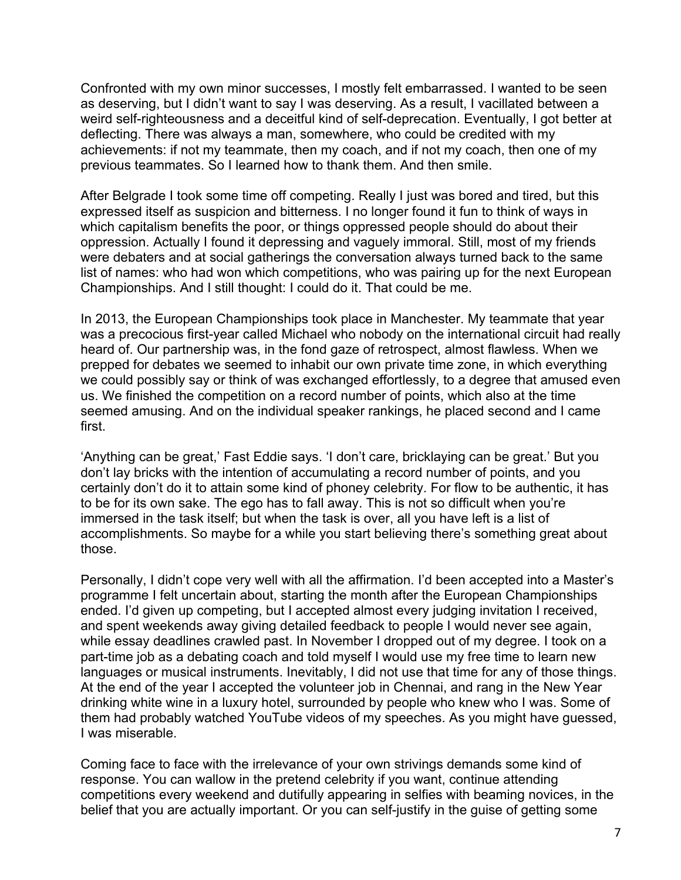Confronted with my own minor successes, I mostly felt embarrassed. I wanted to be seen as deserving, but I didn't want to say I was deserving. As a result, I vacillated between a weird self-righteousness and a deceitful kind of self-deprecation. Eventually, I got better at deflecting. There was always a man, somewhere, who could be credited with my achievements: if not my teammate, then my coach, and if not my coach, then one of my previous teammates. So I learned how to thank them. And then smile.

After Belgrade I took some time off competing. Really I just was bored and tired, but this expressed itself as suspicion and bitterness. I no longer found it fun to think of ways in which capitalism benefits the poor, or things oppressed people should do about their oppression. Actually I found it depressing and vaguely immoral. Still, most of my friends were debaters and at social gatherings the conversation always turned back to the same list of names: who had won which competitions, who was pairing up for the next European Championships. And I still thought: I could do it. That could be me.

In 2013, the European Championships took place in Manchester. My teammate that year was a precocious first-year called Michael who nobody on the international circuit had really heard of. Our partnership was, in the fond gaze of retrospect, almost flawless. When we prepped for debates we seemed to inhabit our own private time zone, in which everything we could possibly say or think of was exchanged effortlessly, to a degree that amused even us. We finished the competition on a record number of points, which also at the time seemed amusing. And on the individual speaker rankings, he placed second and I came first.

'Anything can be great,' Fast Eddie says. 'I don't care, bricklaying can be great.' But you don't lay bricks with the intention of accumulating a record number of points, and you certainly don't do it to attain some kind of phoney celebrity. For flow to be authentic, it has to be for its own sake. The ego has to fall away. This is not so difficult when you're immersed in the task itself; but when the task is over, all you have left is a list of accomplishments. So maybe for a while you start believing there's something great about those.

Personally, I didn't cope very well with all the affirmation. I'd been accepted into a Master's programme I felt uncertain about, starting the month after the European Championships ended. I'd given up competing, but I accepted almost every judging invitation I received, and spent weekends away giving detailed feedback to people I would never see again, while essay deadlines crawled past. In November I dropped out of my degree. I took on a part-time job as a debating coach and told myself I would use my free time to learn new languages or musical instruments. Inevitably, I did not use that time for any of those things. At the end of the year I accepted the volunteer job in Chennai, and rang in the New Year drinking white wine in a luxury hotel, surrounded by people who knew who I was. Some of them had probably watched YouTube videos of my speeches. As you might have guessed, I was miserable.

Coming face to face with the irrelevance of your own strivings demands some kind of response. You can wallow in the pretend celebrity if you want, continue attending competitions every weekend and dutifully appearing in selfies with beaming novices, in the belief that you are actually important. Or you can self-justify in the guise of getting some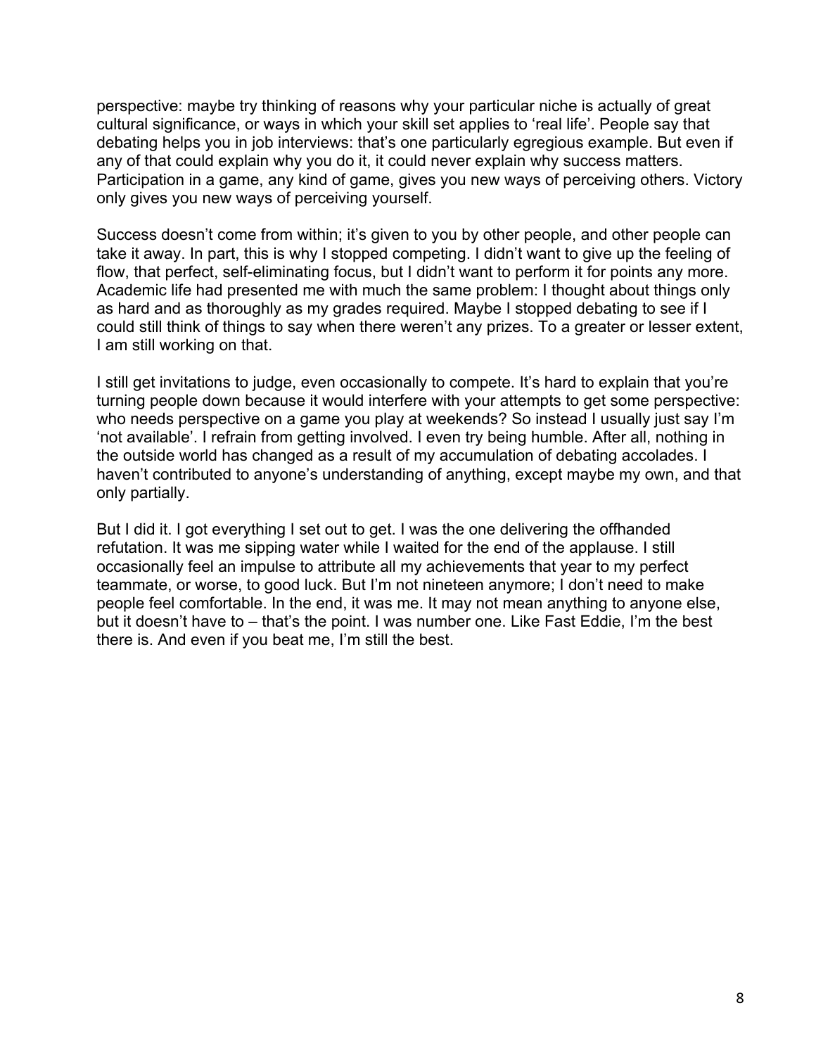perspective: maybe try thinking of reasons why your particular niche is actually of great cultural significance, or ways in which your skill set applies to 'real life'. People say that debating helps you in job interviews: that's one particularly egregious example. But even if any of that could explain why you do it, it could never explain why success matters. Participation in a game, any kind of game, gives you new ways of perceiving others. Victory only gives you new ways of perceiving yourself.

Success doesn't come from within; it's given to you by other people, and other people can take it away. In part, this is why I stopped competing. I didn't want to give up the feeling of flow, that perfect, self-eliminating focus, but I didn't want to perform it for points any more. Academic life had presented me with much the same problem: I thought about things only as hard and as thoroughly as my grades required. Maybe I stopped debating to see if I could still think of things to say when there weren't any prizes. To a greater or lesser extent, I am still working on that.

I still get invitations to judge, even occasionally to compete. It's hard to explain that you're turning people down because it would interfere with your attempts to get some perspective: who needs perspective on a game you play at weekends? So instead I usually just say I'm 'not available'. I refrain from getting involved. I even try being humble. After all, nothing in the outside world has changed as a result of my accumulation of debating accolades. I haven't contributed to anyone's understanding of anything, except maybe my own, and that only partially.

But I did it. I got everything I set out to get. I was the one delivering the offhanded refutation. It was me sipping water while I waited for the end of the applause. I still occasionally feel an impulse to attribute all my achievements that year to my perfect teammate, or worse, to good luck. But I'm not nineteen anymore; I don't need to make people feel comfortable. In the end, it was me. It may not mean anything to anyone else, but it doesn't have to – that's the point. I was number one. Like Fast Eddie, I'm the best there is. And even if you beat me, I'm still the best.